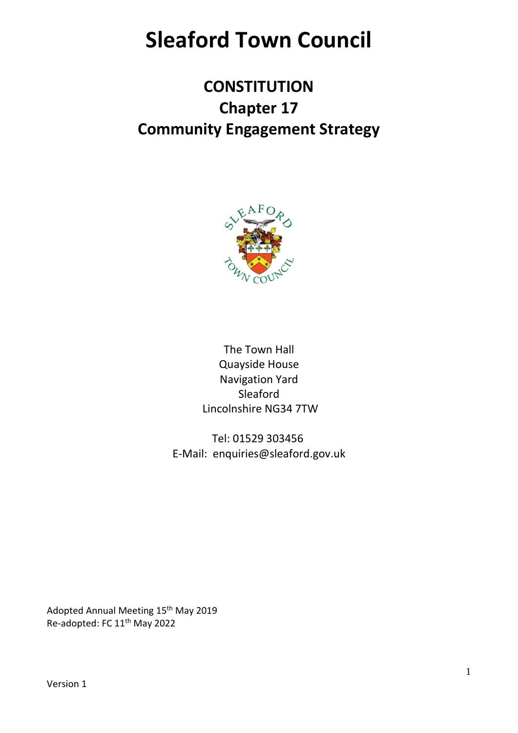# Sleaford Town Council

## CONSTITUTION
## Chapter 17
## Community Engagement Strategy

The Town Hall
Quayside House
Navigation Yard
Sleaford
Lincolnshire NG34 7TW

Tel: 01529 303456
E-Mail: enquiries@sleaford.gov.uk

Adopted Annual Meeting 15th May 2019
Re-adopted: FC 11th May 2022

Version 1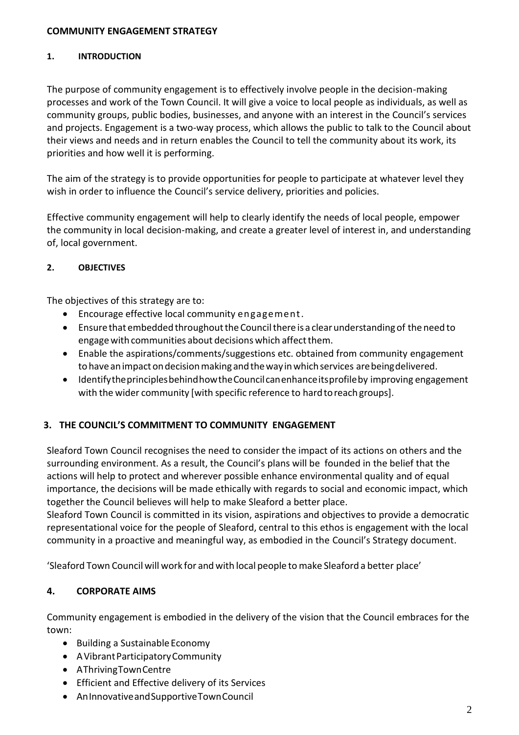**COMMUNITY ENGAGEMENT STRATEGY**

## 1. INTRODUCTION

The purpose of community engagement is to effectively involve people in the decision-making processes and work of the Town Council. It will give a voice to local people as individuals, as well as community groups, public bodies, businesses, and anyone with an interest in the Council's services and projects. Engagement is a two-way process, which allows the public to talk to the Council about their views and needs and in return enables the Council to tell the community about its work, its priorities and how well it is performing.

The aim of the strategy is to provide opportunities for people to participate at whatever level they wish in order to influence the Council's service delivery, priorities and policies.

Effective community engagement will help to clearly identify the needs of local people, empower the community in local decision-making, and create a greater level of interest in, and understanding of, local government.

## 2. OBJECTIVES

The objectives of this strategy are to:

- Encourage effective local community engagement.
- Ensure that embedded throughout the Council there is a clear understanding of the need to engage with communities about decisions which affect them.
- Enable the aspirations/comments/suggestions etc. obtained from community engagement to have an impact on decision making and the way in which services are being delivered.
- Identify the principles behind how the Council can enhance its profile by improving engagement with the wider community [with specific reference to hard to reach groups].

## 3. THE COUNCIL'S COMMITMENT TO COMMUNITY ENGAGEMENT

Sleaford Town Council recognises the need to consider the impact of its actions on others and the surrounding environment. As a result, the Council's plans will be founded in the belief that the actions will help to protect and wherever possible enhance environmental quality and of equal importance, the decisions will be made ethically with regards to social and economic impact, which together the Council believes will help to make Sleaford a better place.
Sleaford Town Council is committed in its vision, aspirations and objectives to provide a democratic representational voice for the people of Sleaford, central to this ethos is engagement with the local community in a proactive and meaningful way, as embodied in the Council's Strategy document.

'Sleaford Town Council will work for and with local people to make Sleaford a better place'

## 4. CORPORATE AIMS

Community engagement is embodied in the delivery of the vision that the Council embraces for the town:

- Building a Sustainable Economy
- A Vibrant Participatory Community
- A Thriving Town Centre
- Efficient and Effective delivery of its Services
- An Innovative and Supportive Town Council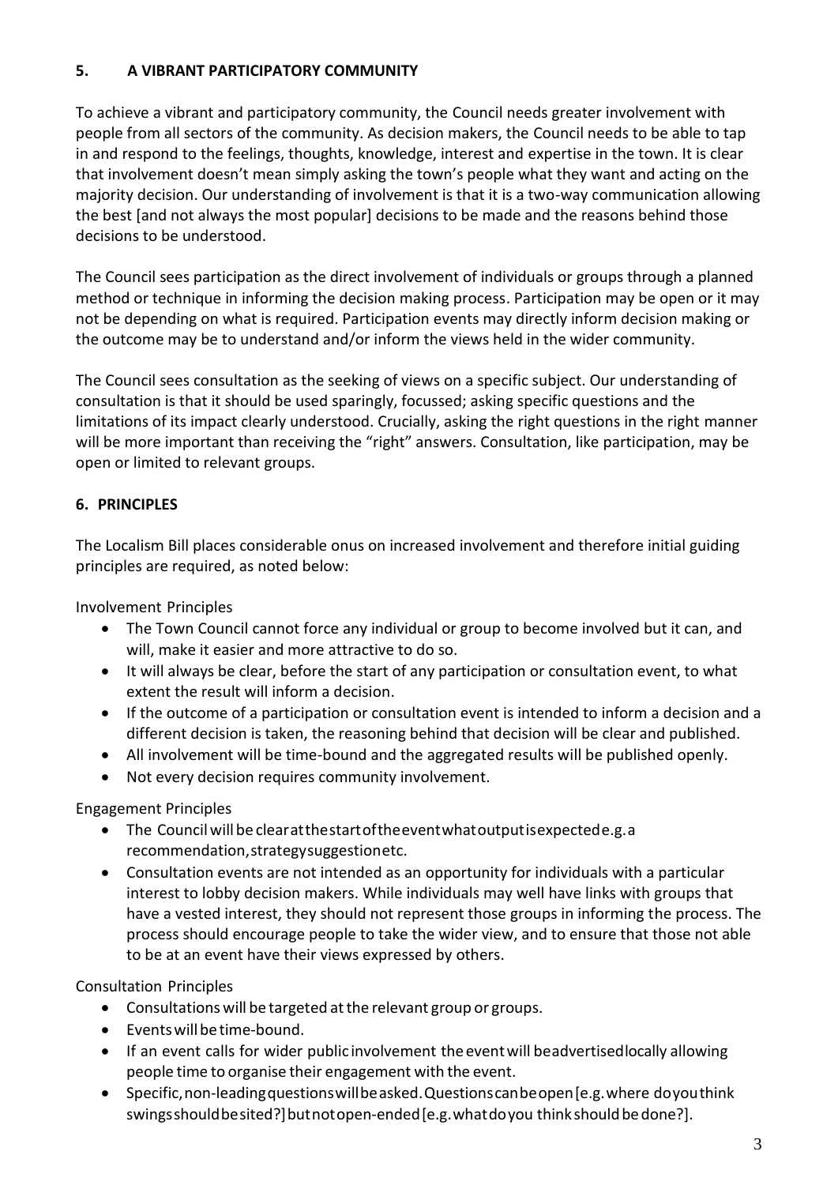## 5. A VIBRANT PARTICIPATORY COMMUNITY

To achieve a vibrant and participatory community, the Council needs greater involvement with people from all sectors of the community. As decision makers, the Council needs to be able to tap in and respond to the feelings, thoughts, knowledge, interest and expertise in the town. It is clear that involvement doesn't mean simply asking the town's people what they want and acting on the majority decision. Our understanding of involvement is that it is a two-way communication allowing the best [and not always the most popular] decisions to be made and the reasons behind those decisions to be understood.

The Council sees participation as the direct involvement of individuals or groups through a planned method or technique in informing the decision making process. Participation may be open or it may not be depending on what is required. Participation events may directly inform decision making or the outcome may be to understand and/or inform the views held in the wider community.

The Council sees consultation as the seeking of views on a specific subject. Our understanding of consultation is that it should be used sparingly, focussed; asking specific questions and the limitations of its impact clearly understood. Crucially, asking the right questions in the right manner will be more important than receiving the "right" answers. Consultation, like participation, may be open or limited to relevant groups.

## 6. PRINCIPLES

The Localism Bill places considerable onus on increased involvement and therefore initial guiding principles are required, as noted below:

Involvement Principles

- The Town Council cannot force any individual or group to become involved but it can, and will, make it easier and more attractive to do so.
- It will always be clear, before the start of any participation or consultation event, to what extent the result will inform a decision.
- If the outcome of a participation or consultation event is intended to inform a decision and a different decision is taken, the reasoning behind that decision will be clear and published.
- All involvement will be time-bound and the aggregated results will be published openly.
- Not every decision requires community involvement.

Engagement Principles

- The Council will be clear at the start of the event what output is expected e.g. a recommendation, strategy suggestion etc.
- Consultation events are not intended as an opportunity for individuals with a particular interest to lobby decision makers. While individuals may well have links with groups that have a vested interest, they should not represent those groups in informing the process. The process should encourage people to take the wider view, and to ensure that those not able to be at an event have their views expressed by others.

Consultation Principles

- Consultations will be targeted at the relevant group or groups.
- Events will be time-bound.
- If an event calls for wider public involvement the event will be advertised locally allowing people time to organise their engagement with the event.
- Specific, non-leading questions will be asked. Questions can be open [e.g. where do you think swings should be sited?] but not open-ended [e.g. what do you think should be done?].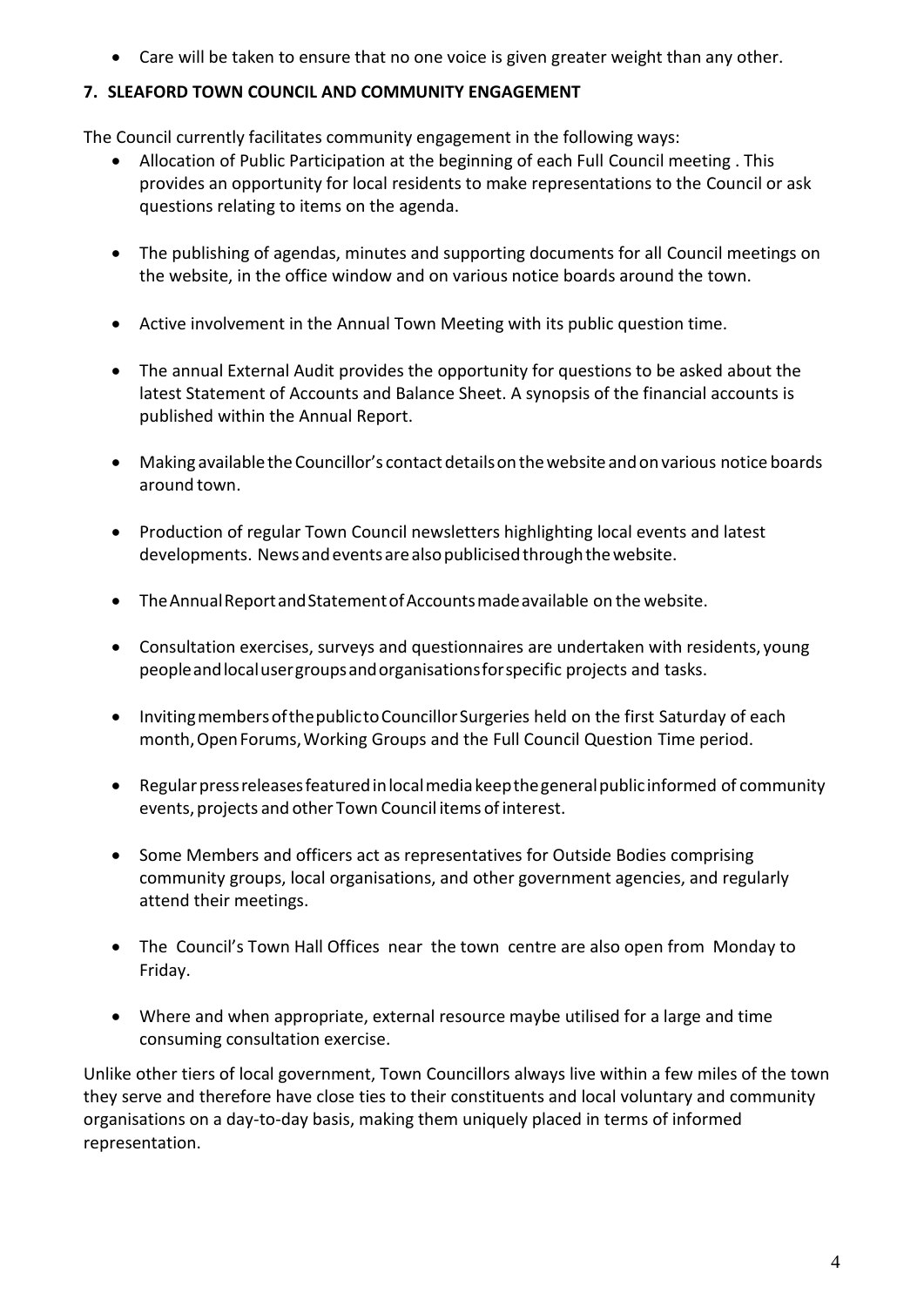- Care will be taken to ensure that no one voice is given greater weight than any other.

## 7. SLEAFORD TOWN COUNCIL AND COMMUNITY ENGAGEMENT

The Council currently facilitates community engagement in the following ways:

- Allocation of Public Participation at the beginning of each Full Council meeting . This provides an opportunity for local residents to make representations to the Council or ask questions relating to items on the agenda.

- The publishing of agendas, minutes and supporting documents for all Council meetings on the website, in the office window and on various notice boards around the town.

- Active involvement in the Annual Town Meeting with its public question time.

- The annual External Audit provides the opportunity for questions to be asked about the latest Statement of Accounts and Balance Sheet. A synopsis of the financial accounts is published within the Annual Report.

- Making available the Councillor's contact details on the website and on various notice boards around town.

- Production of regular Town Council newsletters highlighting local events and latest developments. News and events are also publicised through the website.

- The Annual Report and Statement of Accounts made available on the website.

- Consultation exercises, surveys and questionnaires are undertaken with residents, young people and local user groups and organisations for specific projects and tasks.

- Inviting members of the public to Councillor Surgeries held on the first Saturday of each month, Open Forums, Working Groups and the Full Council Question Time period.

- Regular press releases featured in local media keep the general public informed of community events, projects and other Town Council items of interest.

- Some Members and officers act as representatives for Outside Bodies comprising community groups, local organisations, and other government agencies, and regularly attend their meetings.

- The Council's Town Hall Offices near the town centre are also open from Monday to Friday.

- Where and when appropriate, external resource maybe utilised for a large and time consuming consultation exercise.

Unlike other tiers of local government, Town Councillors always live within a few miles of the town they serve and therefore have close ties to their constituents and local voluntary and community organisations on a day-to-day basis, making them uniquely placed in terms of informed representation.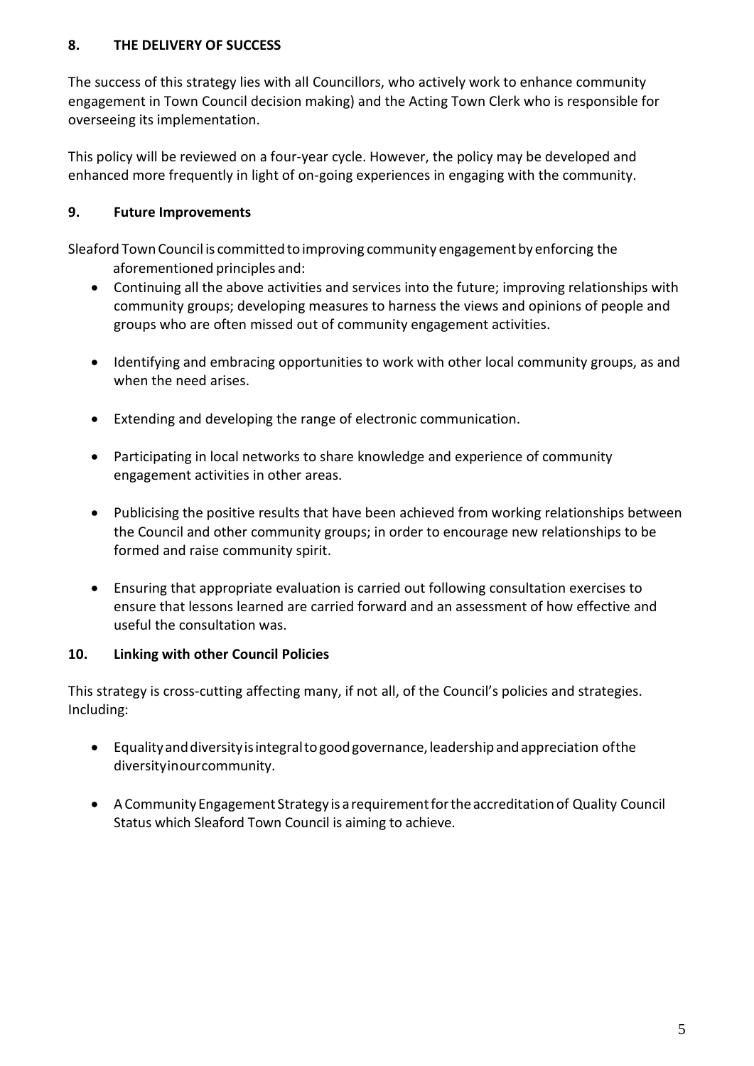## 8. THE DELIVERY OF SUCCESS

The success of this strategy lies with all Councillors, who actively work to enhance community engagement in Town Council decision making) and the Acting Town Clerk who is responsible for overseeing its implementation.

This policy will be reviewed on a four-year cycle. However, the policy may be developed and enhanced more frequently in light of on-going experiences in engaging with the community.

## 9. Future Improvements

Sleaford Town Council is committed to improving community engagement by enforcing the aforementioned principles and:

- Continuing all the above activities and services into the future; improving relationships with community groups; developing measures to harness the views and opinions of people and groups who are often missed out of community engagement activities.
- Identifying and embracing opportunities to work with other local community groups, as and when the need arises.
- Extending and developing the range of electronic communication.
- Participating in local networks to share knowledge and experience of community engagement activities in other areas.
- Publicising the positive results that have been achieved from working relationships between the Council and other community groups; in order to encourage new relationships to be formed and raise community spirit.
- Ensuring that appropriate evaluation is carried out following consultation exercises to ensure that lessons learned are carried forward and an assessment of how effective and useful the consultation was.

## 10. Linking with other Council Policies

This strategy is cross-cutting affecting many, if not all, of the Council's policies and strategies. Including:

- Equality and diversity is integral to good governance, leadership and appreciation of the diversity in our community.
- A Community Engagement Strategy is a requirement for the accreditation of Quality Council Status which Sleaford Town Council is aiming to achieve.